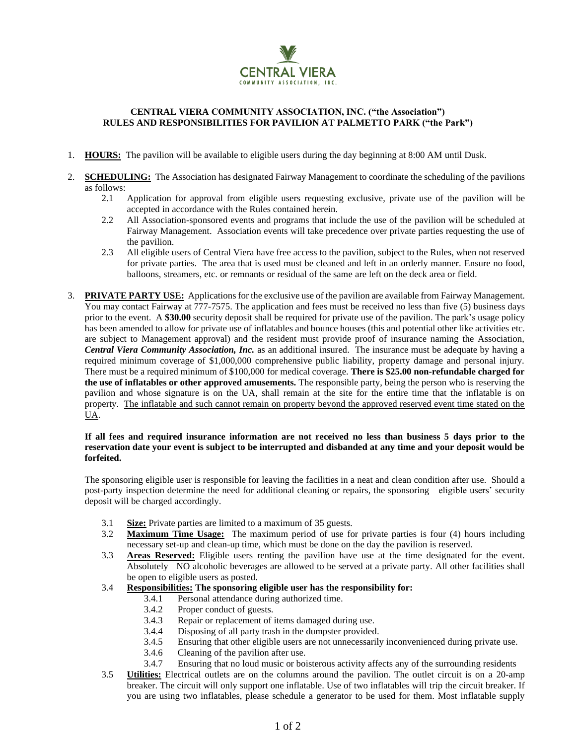**CENTRAL VIERA**
COMMUNITY ASSOCIATION, INC.

**CENTRAL VIERA COMMUNITY ASSOCIATION, INC. ("the Association")**
**RULES AND RESPONSIBILITIES FOR PAVILION AT PALMETTO PARK ("the Park")**

1. **HOURS:** The pavilion will be available to eligible users during the day beginning at 8:00 AM until Dusk.

2. **SCHEDULING:** The Association has designated Fairway Management to coordinate the scheduling of the pavilions as follows:
   - 2.1 Application for approval from eligible users requesting exclusive, private use of the pavilion will be accepted in accordance with the Rules contained herein.
   - 2.2 All Association-sponsored events and programs that include the use of the pavilion will be scheduled at Fairway Management. Association events will take precedence over private parties requesting the use of the pavilion.
   - 2.3 All eligible users of Central Viera have free access to the pavilion, subject to the Rules, when not reserved for private parties. The area that is used must be cleaned and left in an orderly manner. Ensure no food, balloons, streamers, etc. or remnants or residual of the same are left on the deck area or field.

3. **PRIVATE PARTY USE:** Applications for the exclusive use of the pavilion are available from Fairway Management. You may contact Fairway at 777-7575. The application and fees must be received no less than five (5) business days prior to the event. A **$30.00** security deposit shall be required for private use of the pavilion. The park's usage policy has been amended to allow for private use of inflatables and bounce houses (this and potential other like activities etc. are subject to Management approval) and the resident must provide proof of insurance naming the Association, ***Central Viera Community Association, Inc.*** as an additional insured. The insurance must be adequate by having a required minimum coverage of $1,000,000 comprehensive public liability, property damage and personal injury. There must be a required minimum of $100,000 for medical coverage. **There is $25.00 non-refundable charged for the use of inflatables or other approved amusements.** The responsible party, being the person who is reserving the pavilion and whose signature is on the UA, shall remain at the site for the entire time that the inflatable is on property. <u>The inflatable and such cannot remain on property beyond the approved reserved event time stated on the UA</u>.

   **If all fees and required insurance information are not received no less than business 5 days prior to the reservation date your event is subject to be interrupted and disbanded at any time and your deposit would be forfeited.**

   The sponsoring eligible user is responsible for leaving the facilities in a neat and clean condition after use. Should a post-party inspection determine the need for additional cleaning or repairs, the sponsoring eligible users' security deposit will be charged accordingly.

   - 3.1 **Size:** Private parties are limited to a maximum of 35 guests.
   - 3.2 **Maximum Time Usage:** The maximum period of use for private parties is four (4) hours including necessary set-up and clean-up time, which must be done on the day the pavilion is reserved.
   - 3.3 **Areas Reserved:** Eligible users renting the pavilion have use at the time designated for the event. Absolutely NO alcoholic beverages are allowed to be served at a private party. All other facilities shall be open to eligible users as posted.
   - 3.4 **Responsibilities: The sponsoring eligible user has the responsibility for:**
     - 3.4.1 Personal attendance during authorized time.
     - 3.4.2 Proper conduct of guests.
     - 3.4.3 Repair or replacement of items damaged during use.
     - 3.4.4 Disposing of all party trash in the dumpster provided.
     - 3.4.5 Ensuring that other eligible users are not unnecessarily inconvenienced during private use.
     - 3.4.6 Cleaning of the pavilion after use.
     - 3.4.7 Ensuring that no loud music or boisterous activity affects any of the surrounding residents
   - 3.5 **Utilities:** Electrical outlets are on the columns around the pavilion. The outlet circuit is on a 20-amp breaker. The circuit will only support one inflatable. Use of two inflatables will trip the circuit breaker. If you are using two inflatables, please schedule a generator to be used for them. Most inflatable supply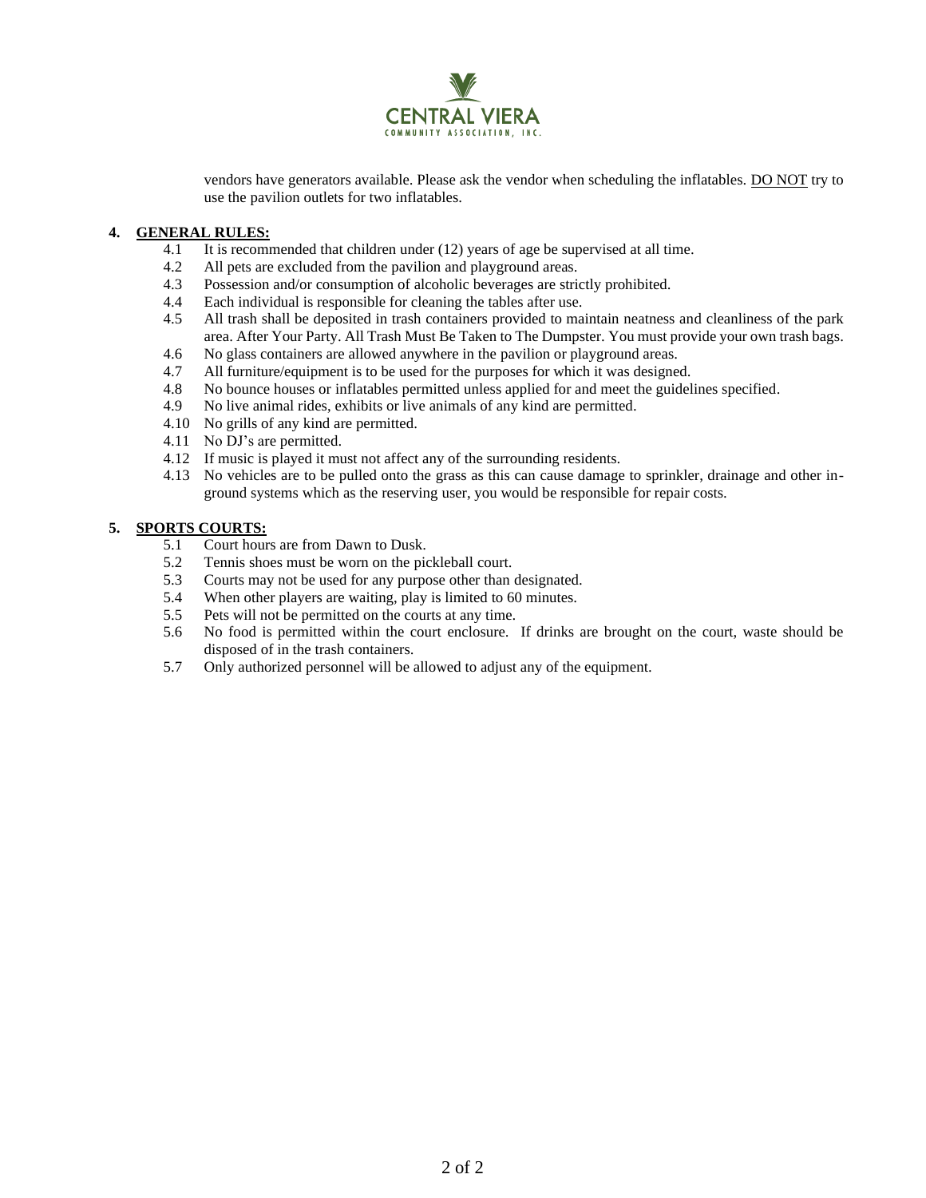vendors have generators available. Please ask the vendor when scheduling the inflatables. DO NOT try to use the pavilion outlets for two inflatables.

## 4. GENERAL RULES:

4.1 It is recommended that children under (12) years of age be supervised at all time.
4.2 All pets are excluded from the pavilion and playground areas.
4.3 Possession and/or consumption of alcoholic beverages are strictly prohibited.
4.4 Each individual is responsible for cleaning the tables after use.
4.5 All trash shall be deposited in trash containers provided to maintain neatness and cleanliness of the park area. After Your Party. All Trash Must Be Taken to The Dumpster. You must provide your own trash bags.
4.6 No glass containers are allowed anywhere in the pavilion or playground areas.
4.7 All furniture/equipment is to be used for the purposes for which it was designed.
4.8 No bounce houses or inflatables permitted unless applied for and meet the guidelines specified.
4.9 No live animal rides, exhibits or live animals of any kind are permitted.
4.10 No grills of any kind are permitted.
4.11 No DJ's are permitted.
4.12 If music is played it must not affect any of the surrounding residents.
4.13 No vehicles are to be pulled onto the grass as this can cause damage to sprinkler, drainage and other in-ground systems which as the reserving user, you would be responsible for repair costs.

## 5. SPORTS COURTS:

5.1 Court hours are from Dawn to Dusk.
5.2 Tennis shoes must be worn on the pickleball court.
5.3 Courts may not be used for any purpose other than designated.
5.4 When other players are waiting, play is limited to 60 minutes.
5.5 Pets will not be permitted on the courts at any time.
5.6 No food is permitted within the court enclosure. If drinks are brought on the court, waste should be disposed of in the trash containers.
5.7 Only authorized personnel will be allowed to adjust any of the equipment.